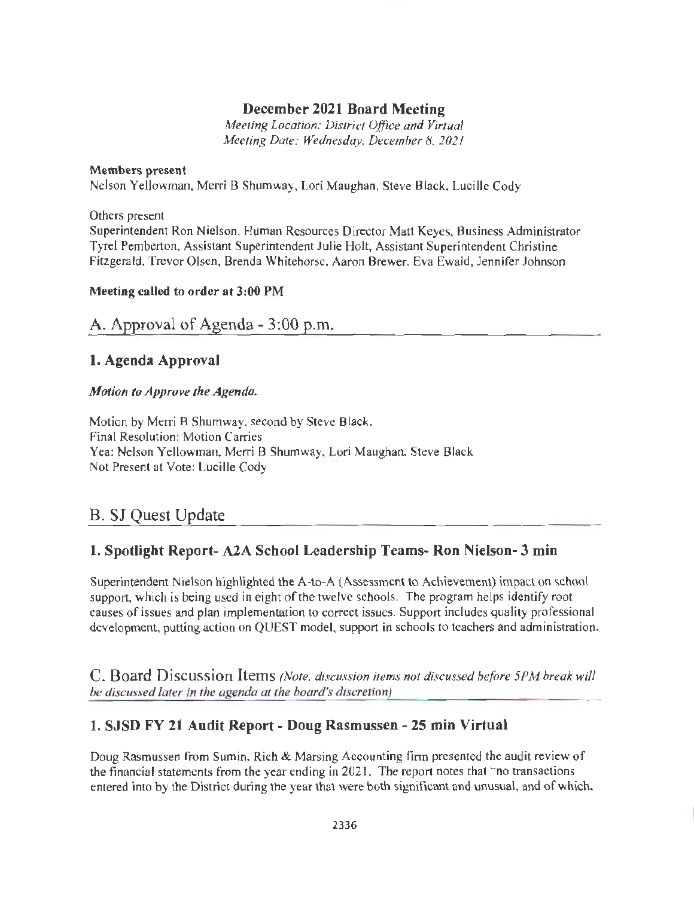# December 2021 Board Meeting

*Meeting Location: District Office and Virtual*
*Meeting Date: Wednesday, December 8, 2021*

**Members present**
Nelson Yellowman, Merri B Shumway, Lori Maughan, Steve Black, Lucille Cody

Others present
Superintendent Ron Nielson, Human Resources Director Matt Keyes, Business Administrator Tyrel Pemberton, Assistant Superintendent Julie Holt, Assistant Superintendent Christine Fitzgerald, Trevor Olsen, Brenda Whitehorse, Aaron Brewer, Eva Ewald, Jennifer Johnson

**Meeting called to order at 3:00 PM**

## A. Approval of Agenda - 3:00 p.m.

### 1. Agenda Approval

***Motion to Approve the Agenda.***

Motion by Merri B Shumway, second by Steve Black.
Final Resolution: Motion Carries
Yea: Nelson Yellowman, Merri B Shumway, Lori Maughan, Steve Black
Not Present at Vote: Lucille Cody

## B. SJ Quest Update

### 1. Spotlight Report- A2A School Leadership Teams- Ron Nielson- 3 min

Superintendent Nielson highlighted the A-to-A (Assessment to Achievement) impact on school support, which is being used in eight of the twelve schools. The program helps identify root causes of issues and plan implementation to correct issues. Support includes quality professional development, putting action on QUEST model, support in schools to teachers and administration.

## C. Board Discussion Items *(Note, discussion items not discussed before 5PM break will be discussed later in the agenda at the board's discretion)*

### 1. SJSD FY 21 Audit Report - Doug Rasmussen - 25 min Virtual

Doug Rasmussen from Sumin, Rich & Marsing Accounting firm presented the audit review of the financial statements from the year ending in 2021. The report notes that "no transactions entered into by the District during the year that were both significant and unusual, and of which,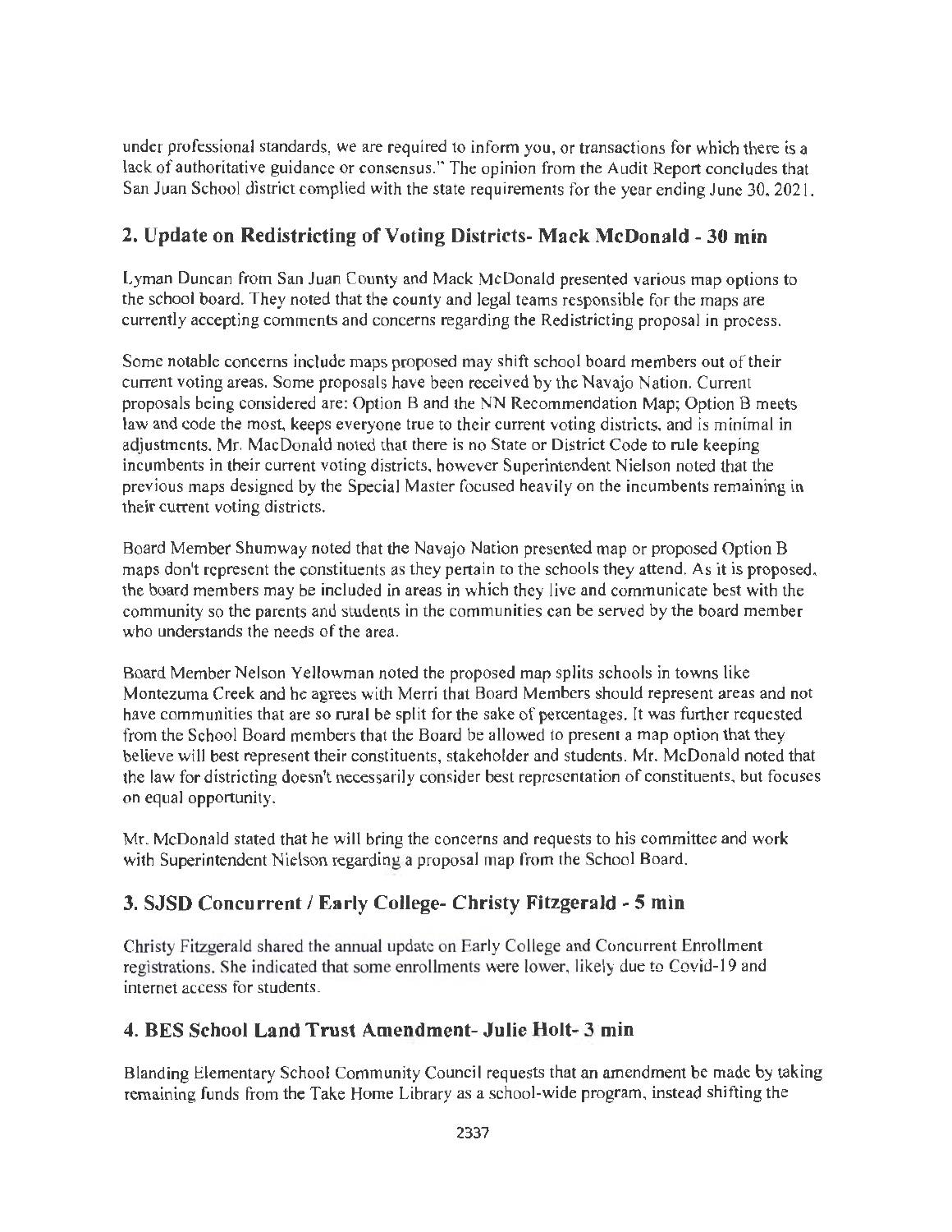under professional standards, we are required to inform you, or transactions for which there is a lack of authoritative guidance or consensus." The opinion from the Audit Report concludes that San Juan School district complied with the state requirements for the year ending June 30, 2021.

## 2. Update on Redistricting of Voting Districts- Mack McDonald - 30 min

Lyman Duncan from San Juan County and Mack McDonald presented various map options to the school board. They noted that the county and legal teams responsible for the maps are currently accepting comments and concerns regarding the Redistricting proposal in process.

Some notable concerns include maps proposed may shift school board members out of their current voting areas. Some proposals have been received by the Navajo Nation. Current proposals being considered are: Option B and the NN Recommendation Map; Option B meets law and code the most, keeps everyone true to their current voting districts, and is minimal in adjustments. Mr. MacDonald noted that there is no State or District Code to rule keeping incumbents in their current voting districts, however Superintendent Nielson noted that the previous maps designed by the Special Master focused heavily on the incumbents remaining in their current voting districts.

Board Member Shumway noted that the Navajo Nation presented map or proposed Option B maps don't represent the constituents as they pertain to the schools they attend. As it is proposed, the board members may be included in areas in which they live and communicate best with the community so the parents and students in the communities can be served by the board member who understands the needs of the area.

Board Member Nelson Yellowman noted the proposed map splits schools in towns like Montezuma Creek and he agrees with Merri that Board Members should represent areas and not have communities that are so rural be split for the sake of percentages. It was further requested from the School Board members that the Board be allowed to present a map option that they believe will best represent their constituents, stakeholder and students. Mr. McDonald noted that the law for districting doesn't necessarily consider best representation of constituents, but focuses on equal opportunity.

Mr. McDonald stated that he will bring the concerns and requests to his committee and work with Superintendent Nielson regarding a proposal map from the School Board.

## 3. SJSD Concurrent / Early College- Christy Fitzgerald - 5 min

Christy Fitzgerald shared the annual update on Early College and Concurrent Enrollment registrations. She indicated that some enrollments were lower, likely due to Covid-19 and internet access for students.

## 4. BES School Land Trust Amendment- Julie Holt- 3 min

Blanding Elementary School Community Council requests that an amendment be made by taking remaining funds from the Take Home Library as a school-wide program, instead shifting the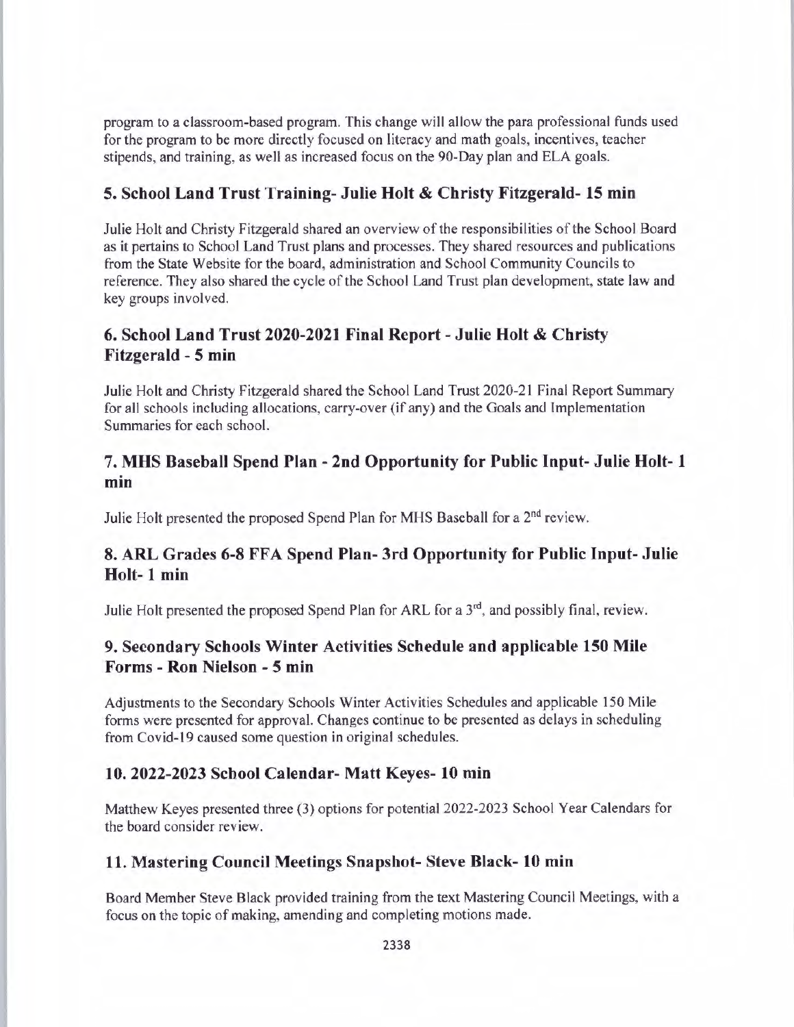program to a classroom-based program. This change will allow the para professional funds used for the program to be more directly focused on literacy and math goals, incentives, teacher stipends, and training, as well as increased focus on the 90-Day plan and ELA goals.

## 5. School Land Trust Training- Julie Holt & Christy Fitzgerald- 15 min

Julie Holt and Christy Fitzgerald shared an overview of the responsibilities of the School Board as it pertains to School Land Trust plans and processes. They shared resources and publications from the State Website for the board, administration and School Community Councils to reference. They also shared the cycle of the School Land Trust plan development, state law and key groups involved.

## 6. School Land Trust 2020-2021 Final Report - Julie Holt & Christy Fitzgerald - 5 min

Julie Holt and Christy Fitzgerald shared the School Land Trust 2020-21 Final Report Summary for all schools including allocations, carry-over (if any) and the Goals and Implementation Summaries for each school.

## 7. MHS Baseball Spend Plan - 2nd Opportunity for Public Input- Julie Holt- 1 min

Julie Holt presented the proposed Spend Plan for MHS Baseball for a 2nd review.

## 8. ARL Grades 6-8 FFA Spend Plan- 3rd Opportunity for Public Input- Julie Holt- 1 min

Julie Holt presented the proposed Spend Plan for ARL for a 3rd, and possibly final, review.

## 9. Secondary Schools Winter Activities Schedule and applicable 150 Mile Forms - Ron Nielson - 5 min

Adjustments to the Secondary Schools Winter Activities Schedules and applicable 150 Mile forms were presented for approval. Changes continue to be presented as delays in scheduling from Covid-19 caused some question in original schedules.

## 10. 2022-2023 School Calendar- Matt Keyes- 10 min

Matthew Keyes presented three (3) options for potential 2022-2023 School Year Calendars for the board consider review.

## 11. Mastering Council Meetings Snapshot- Steve Black- 10 min

Board Member Steve Black provided training from the text Mastering Council Meetings, with a focus on the topic of making, amending and completing motions made.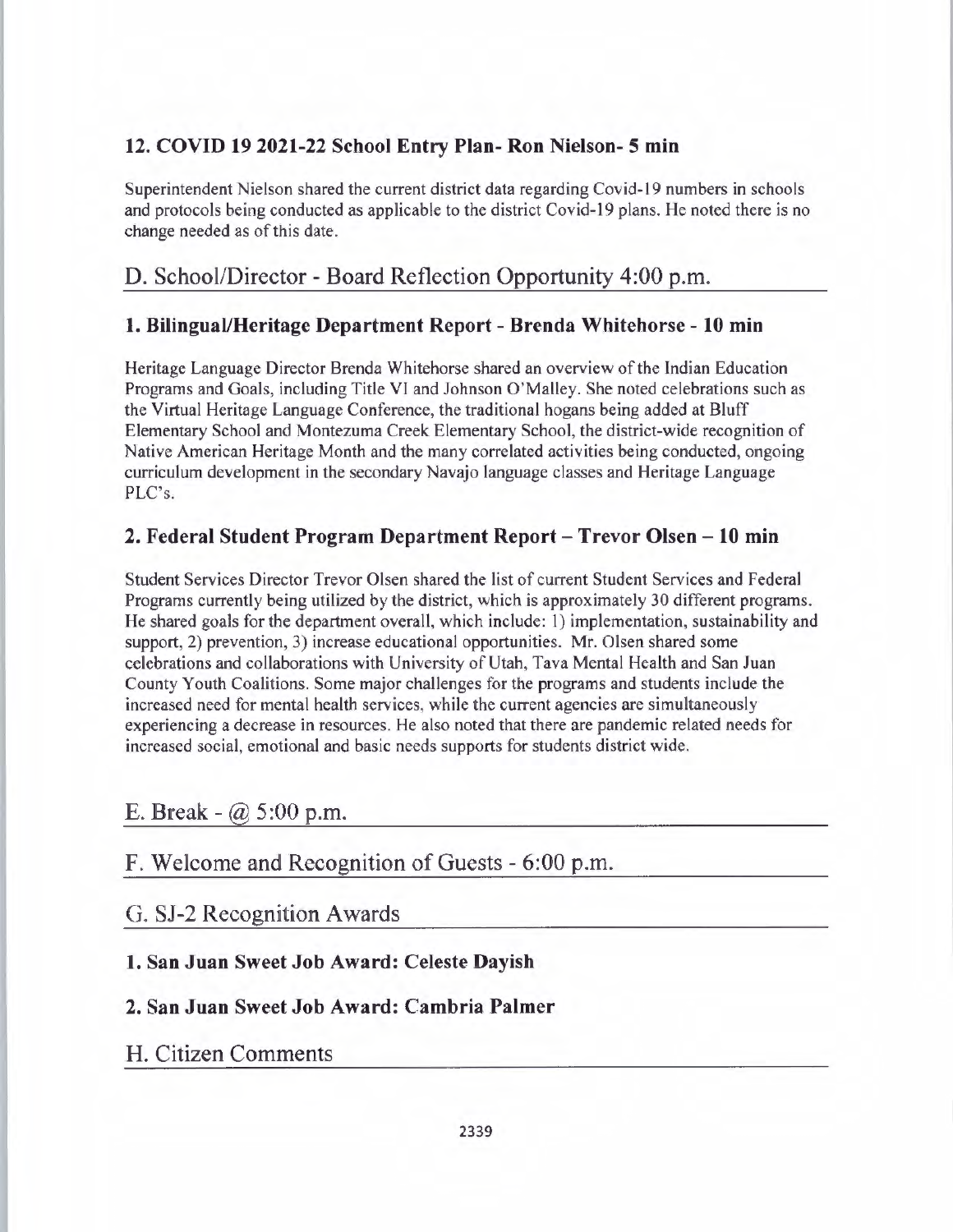### 12. COVID 19 2021-22 School Entry Plan- Ron Nielson- 5 min

Superintendent Nielson shared the current district data regarding Covid-19 numbers in schools and protocols being conducted as applicable to the district Covid-19 plans. He noted there is no change needed as of this date.

## D. School/Director - Board Reflection Opportunity 4:00 p.m.

### 1. Bilingual/Heritage Department Report - Brenda Whitehorse - 10 min

Heritage Language Director Brenda Whitehorse shared an overview of the Indian Education Programs and Goals, including Title VI and Johnson O'Malley. She noted celebrations such as the Virtual Heritage Language Conference, the traditional hogans being added at Bluff Elementary School and Montezuma Creek Elementary School, the district-wide recognition of Native American Heritage Month and the many correlated activities being conducted, ongoing curriculum development in the secondary Navajo language classes and Heritage Language PLC's.

### 2. Federal Student Program Department Report – Trevor Olsen – 10 min

Student Services Director Trevor Olsen shared the list of current Student Services and Federal Programs currently being utilized by the district, which is approximately 30 different programs. He shared goals for the department overall, which include: 1) implementation, sustainability and support, 2) prevention, 3) increase educational opportunities. Mr. Olsen shared some celebrations and collaborations with University of Utah, Tava Mental Health and San Juan County Youth Coalitions. Some major challenges for the programs and students include the increased need for mental health services, while the current agencies are simultaneously experiencing a decrease in resources. He also noted that there are pandemic related needs for increased social, emotional and basic needs supports for students district wide.

## E. Break - @ 5:00 p.m.

## F. Welcome and Recognition of Guests - 6:00 p.m.

## G. SJ-2 Recognition Awards

### 1. San Juan Sweet Job Award: Celeste Dayish

### 2. San Juan Sweet Job Award: Cambria Palmer

## H. Citizen Comments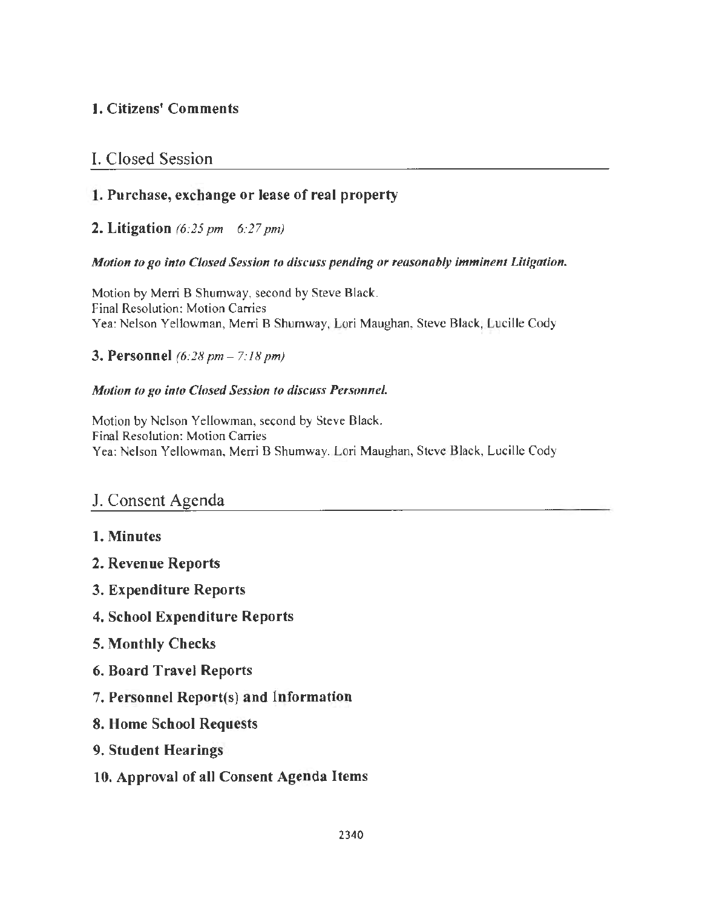### 1. Citizens' Comments

## I. Closed Session

### 1. Purchase, exchange or lease of real property

### 2. Litigation *(6:25 pm  6:27 pm)*

***Motion to go into Closed Session to discuss pending or reasonably imminent Litigation.***

Motion by Merri B Shumway, second by Steve Black.
Final Resolution: Motion Carries
Yea: Nelson Yellowman, Merri B Shumway, Lori Maughan, Steve Black, Lucille Cody

### 3. Personnel *(6:28 pm – 7:18 pm)*

***Motion to go into Closed Session to discuss Personnel.***

Motion by Nelson Yellowman, second by Steve Black.
Final Resolution: Motion Carries
Yea: Nelson Yellowman, Merri B Shumway. Lori Maughan, Steve Black, Lucille Cody

## J. Consent Agenda

### 1. Minutes

### 2. Revenue Reports

### 3. Expenditure Reports

### 4. School Expenditure Reports

### 5. Monthly Checks

### 6. Board Travel Reports

### 7. Personnel Report(s) and Information

### 8. Home School Requests

### 9. Student Hearings

### 10. Approval of all Consent Agenda Items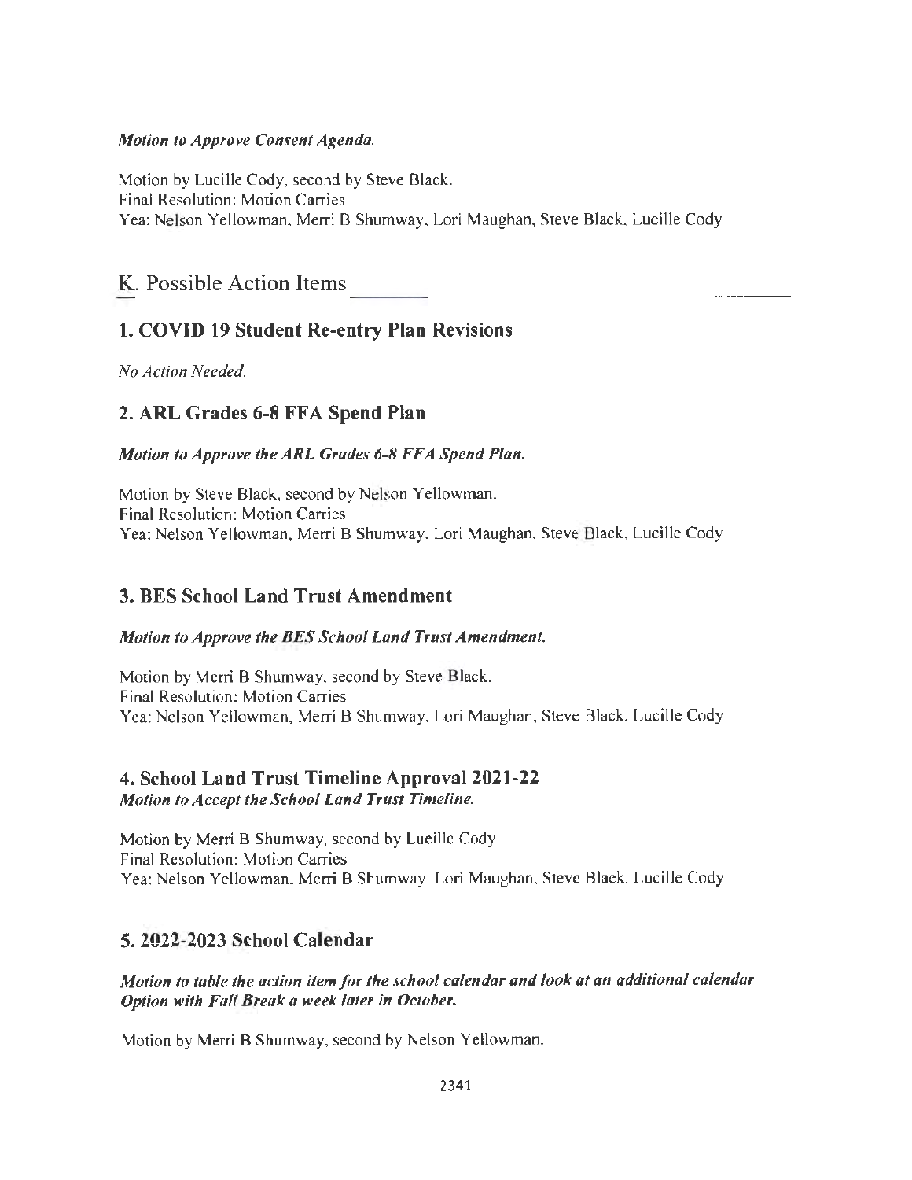*Motion to Approve Consent Agenda.*

Motion by Lucille Cody, second by Steve Black.
Final Resolution: Motion Carries
Yea: Nelson Yellowman, Merri B Shumway, Lori Maughan, Steve Black, Lucille Cody

## K. Possible Action Items

### 1. COVID 19 Student Re-entry Plan Revisions

*No Action Needed.*

### 2. ARL Grades 6-8 FFA Spend Plan

***Motion to Approve the ARL Grades 6-8 FFA Spend Plan.***

Motion by Steve Black, second by Nelson Yellowman.
Final Resolution: Motion Carries
Yea: Nelson Yellowman, Merri B Shumway, Lori Maughan, Steve Black, Lucille Cody

### 3. BES School Land Trust Amendment

***Motion to Approve the BES School Land Trust Amendment.***

Motion by Merri B Shumway, second by Steve Black.
Final Resolution: Motion Carries
Yea: Nelson Yellowman, Merri B Shumway, Lori Maughan, Steve Black, Lucille Cody

### 4. School Land Trust Timeline Approval 2021-22

***Motion to Accept the School Land Trust Timeline.***

Motion by Merri B Shumway, second by Lucille Cody.
Final Resolution: Motion Carries
Yea: Nelson Yellowman, Merri B Shumway, Lori Maughan, Steve Black, Lucille Cody

### 5. 2022-2023 School Calendar

***Motion to table the action item for the school calendar and look at an additional calendar Option with Fall Break a week later in October.***

Motion by Merri B Shumway, second by Nelson Yellowman.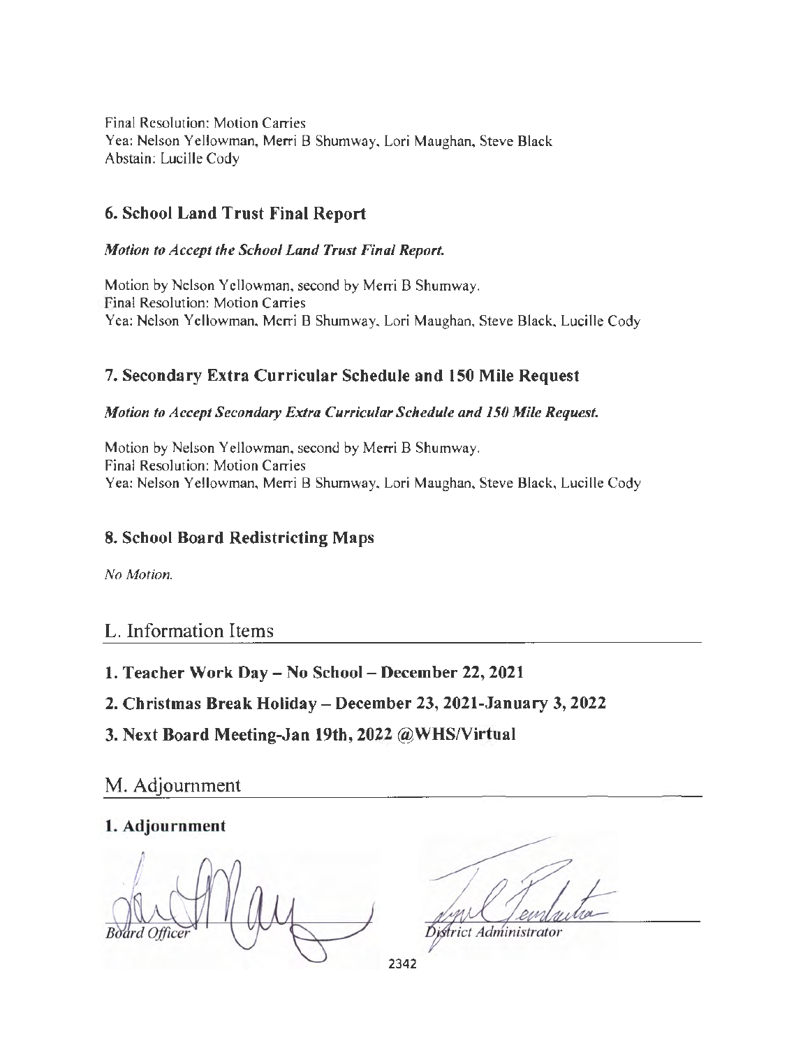Final Resolution: Motion Carries
Yea: Nelson Yellowman, Merri B Shumway, Lori Maughan, Steve Black
Abstain: Lucille Cody

### 6. School Land Trust Final Report

***Motion to Accept the School Land Trust Final Report.***

Motion by Nelson Yellowman, second by Merri B Shumway.
Final Resolution: Motion Carries
Yea: Nelson Yellowman, Merri B Shumway, Lori Maughan, Steve Black, Lucille Cody

### 7. Secondary Extra Curricular Schedule and 150 Mile Request

***Motion to Accept Secondary Extra Curricular Schedule and 150 Mile Request.***

Motion by Nelson Yellowman, second by Merri B Shumway.
Final Resolution: Motion Carries
Yea: Nelson Yellowman, Merri B Shumway, Lori Maughan, Steve Black, Lucille Cody

### 8. School Board Redistricting Maps

*No Motion.*

## L. Information Items

### 1. Teacher Work Day – No School – December 22, 2021

### 2. Christmas Break Holiday – December 23, 2021-January 3, 2022

### 3. Next Board Meeting-Jan 19th, 2022 @WHS/Virtual

## M. Adjournment

### 1. Adjournment

*Board Officer*

*District Administrator*